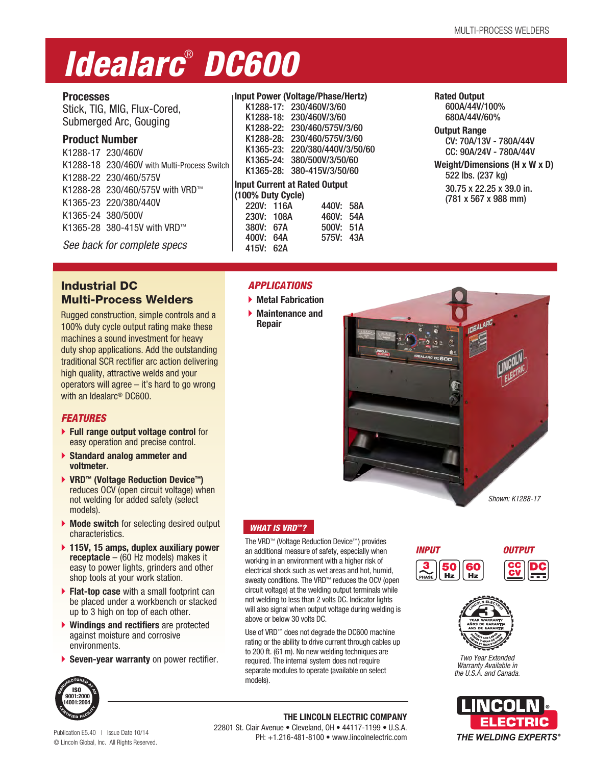# Idealarc® DC600

## Processes

Stick, TIG, MIG, Flux-Cored, Submerged Arc, Gouging

## Product Number

K1288-17 230/460V
K1288-18 230/460V with Multi-Process Switch
K1288-22 230/460/575V
K1288-28 230/460/575V with VRD™
K1365-23 220/380/440V
K1365-24 380/500V
K1365-28 380-415V with VRD™

*See back for complete specs*

## Input Power (Voltage/Phase/Hertz)

K1288-17: 230/460V/3/60
K1288-18: 230/460V/3/60
K1288-22: 230/460/575V/3/60
K1288-28: 230/460/575V/3/60
K1365-23: 220/380/440V/3/50/60
K1365-24: 380/500V/3/50/60
K1365-28: 380-415V/3/50/60

## Input Current at Rated Output (100% Duty Cycle)

| | | | |
|---|---|---|---|
| 220V: | 116A | 440V: | 58A |
| 230V: | 108A | 460V: | 54A |
| 380V: | 67A | 500V: | 51A |
| 400V: | 64A | 575V: | 43A |
| 415V: | 62A | | |

## Rated Output

600A/44V/100%
680A/44V/60%

## Output Range

CV: 70A/13V - 780A/44V
CC: 90A/24V - 780A/44V

## Weight/Dimensions (H x W x D)

522 lbs. (237 kg)
30.75 x 22.25 x 39.0 in.
(781 x 567 x 988 mm)

## Industrial DC Multi-Process Welders

Rugged construction, simple controls and a 100% duty cycle output rating make these machines a sound investment for heavy duty shop applications. Add the outstanding traditional SCR rectifier arc action delivering high quality, attractive welds and your operators will agree – it's hard to go wrong with an Idealarc® DC600.

### *FEATURES*

- **Full range output voltage control** for easy operation and precise control.
- **Standard analog ammeter and voltmeter.**
- **VRD™ (Voltage Reduction Device™)** reduces OCV (open circuit voltage) when not welding for added safety (select models).
- **Mode switch** for selecting desired output characteristics.
- **115V, 15 amps, duplex auxiliary power receptacle** – (60 Hz models) makes it easy to power lights, grinders and other shop tools at your work station.
- **Flat-top case** with a small footprint can be placed under a workbench or stacked up to 3 high on top of each other.
- **Windings and rectifiers** are protected against moisture and corrosive environments.
- **Seven-year warranty** on power rectifier.

### *APPLICATIONS*

- Metal Fabrication
- Maintenance and Repair

*Shown: K1288-17*

### *WHAT IS VRD™?*

The VRD™ (Voltage Reduction Device™) provides an additional measure of safety, especially when working in an environment with a higher risk of electrical shock such as wet areas and hot, humid, sweaty conditions. The VRD™ reduces the OCV (open circuit voltage) at the welding output terminals while not welding to less than 2 volts DC. Indicator lights will also signal when output voltage during welding is above or below 30 volts DC.

Use of VRD™ does not degrade the DC600 machine rating or the ability to drive current through cables up to 200 ft. (61 m). No new welding techniques are required. The internal system does not require separate modules to operate (available on select models).

*INPUT* 3 PHASE, 50 Hz, 60 Hz
*OUTPUT* CC CV, DC

*Two Year Extended Warranty Available in the U.S.A. and Canada.*

ISO 9001:2000 14001:2004 — Manufactured at an Certified Facility

**THE LINCOLN ELECTRIC COMPANY**
22801 St. Clair Avenue • Cleveland, OH • 44117-1199 • U.S.A.
PH: +1.216-481-8100 • www.lincolnelectric.com

LINCOLN ELECTRIC — THE WELDING EXPERTS®

Publication E5.40 | Issue Date 10/14
© Lincoln Global, Inc. All Rights Reserved.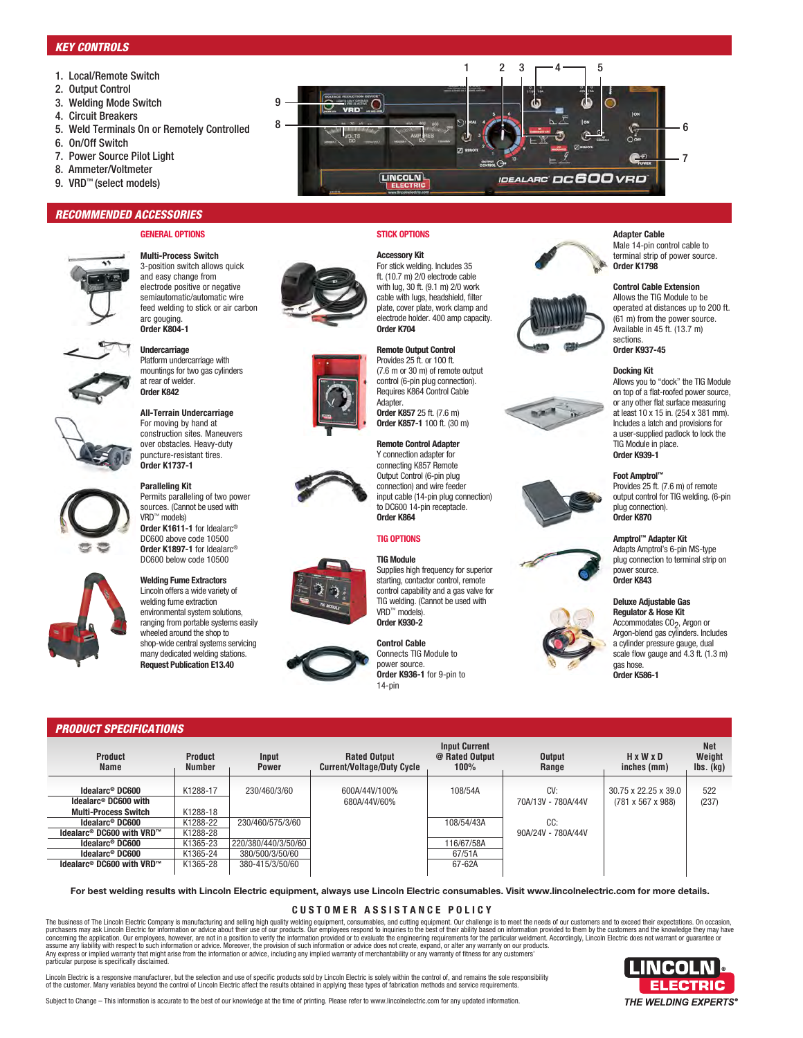## KEY CONTROLS

1. Local/Remote Switch
2. Output Control
3. Welding Mode Switch
4. Circuit Breakers
5. Weld Terminals On or Remotely Controlled
6. On/Off Switch
7. Power Source Pilot Light
8. Ammeter/Voltmeter
9. VRD™ (select models)

## RECOMMENDED ACCESSORIES

### GENERAL OPTIONS

**Multi-Process Switch**
3-position switch allows quick and easy change from electrode positive or negative semiautomatic/automatic wire feed welding to stick or air carbon arc gouging.
**Order K804-1**

**Undercarriage**
Platform undercarriage with mountings for two gas cylinders at rear of welder.
**Order K842**

**All-Terrain Undercarriage**
For moving by hand at construction sites. Maneuvers over obstacles. Heavy-duty puncture-resistant tires.
**Order K1737-1**

**Paralleling Kit**
Permits paralleling of two power sources. (Cannot be used with VRD™ models)
**Order K1611-1** for Idealarc® DC600 above code 10500
**Order K1897-1** for Idealarc® DC600 below code 10500

**Welding Fume Extractors**
Lincoln offers a wide variety of welding fume extraction environmental system solutions, ranging from portable systems easily wheeled around the shop to shop-wide central systems servicing many dedicated welding stations.
**Request Publication E13.40**

### STICK OPTIONS

**Accessory Kit**
For stick welding. Includes 35 ft. (10.7 m) 2/0 electrode cable with lug, 30 ft. (9.1 m) 2/0 work cable with lugs, headshield, filter plate, cover plate, work clamp and electrode holder. 400 amp capacity.
**Order K704**

**Remote Output Control**
Provides 25 ft. or 100 ft. (7.6 m or 30 m) of remote output control (6-pin plug connection). Requires K864 Control Cable Adapter.
**Order K857** 25 ft. (7.6 m)
**Order K857-1** 100 ft. (30 m)

**Remote Control Adapter**
Y connection adapter for connecting K857 Remote Output Control (6-pin plug connection) and wire feeder input cable (14-pin plug connection) to DC600 14-pin receptacle.
**Order K864**

### TIG OPTIONS

**TIG Module**
Supplies high frequency for superior starting, contactor control, remote control capability and a gas valve for TIG welding. (Cannot be used with VRD™ models).
**Order K930-2**

**Control Cable**
Connects TIG Module to power source.
**Order K936-1** for 9-pin to 14-pin

**Adapter Cable**
Male 14-pin control cable to terminal strip of power source.
**Order K1798**

**Control Cable Extension**
Allows the TIG Module to be operated at distances up to 200 ft. (61 m) from the power source. Available in 45 ft. (13.7 m) sections.
**Order K937-45**

**Docking Kit**
Allows you to "dock" the TIG Module on top of a flat-roofed power source, or any other flat surface measuring at least 10 x 15 in. (254 x 381 mm). Includes a latch and provisions for a user-supplied padlock to lock the TIG Module in place.
**Order K939-1**

**Foot Amptrol™**
Provides 25 ft. (7.6 m) of remote output control for TIG welding. (6-pin plug connection).
**Order K870**

**Amptrol™ Adapter Kit**
Adapts Amptrol's 6-pin MS-type plug connection to terminal strip on power source.
**Order K843**

**Deluxe Adjustable Gas Regulator & Hose Kit**
Accommodates $CO_2$, Argon or Argon-blend gas cylinders. Includes a cylinder pressure gauge, dual scale flow gauge and 4.3 ft. (1.3 m) gas hose.
**Order K586-1**

## PRODUCT SPECIFICATIONS

| Product Name | Product Number | Input Power | Rated Output Current/Voltage/Duty Cycle | Input Current @ Rated Output 100% | Output Range | H x W x D inches (mm) | Net Weight lbs. (kg) |
|---|---|---|---|---|---|---|---|
| Idealarc® DC600 | K1288-17 | 230/460/3/60 | 600A/44V/100% 680A/44V/60% | 108/54A | CV: 70A/13V - 780A/44V CC: 90A/24V - 780A/44V | 30.75 x 22.25 x 39.0 (781 x 567 x 988) | 522 (237) |
| Idealarc® DC600 with Multi-Process Switch | K1288-18 | | | | | | |
| Idealarc® DC600 | K1288-22 | 230/460/575/3/60 | | 108/54/43A | | | |
| Idealarc® DC600 with VRD™ | K1288-28 | | | | | | |
| Idealarc® DC600 | K1365-23 | 220/380/440/3/50/60 | | 116/67/58A | | | |
| Idealarc® DC600 | K1365-24 | 380/500/3/50/60 | | 67/51A | | | |
| Idealarc® DC600 with VRD™ | K1365-28 | 380-415/3/50/60 | | 67-62A | | | |

**For best welding results with Lincoln Electric equipment, always use Lincoln Electric consumables. Visit www.lincolnelectric.com for more details.**

### CUSTOMER ASSISTANCE POLICY

The business of The Lincoln Electric Company is manufacturing and selling high quality welding equipment, consumables, and cutting equipment. Our challenge is to meet the needs of our customers and to exceed their expectations. On occasion, purchasers may ask Lincoln Electric for information or advice about their use of our products. Our employees respond to inquiries to the best of their ability based on information provided to them by the customers and the knowledge they may have concerning the application. Our employees, however, are not in a position to verify the information provided or to evaluate the engineering requirements for the particular weldment. Accordingly, Lincoln Electric does not warrant or guarantee or assume any liability with respect to such information or advice. Moreover, the provision of such information or advice does not create, expand, or alter any warranty on our products. Any express or implied warranty that might arise from the information or advice, including any implied warranty of merchantability or any warranty of fitness for any customers' particular purpose is specifically disclaimed.

Lincoln Electric is a responsive manufacturer, but the selection and use of specific products sold by Lincoln Electric is solely within the control of, and remains the sole responsibility of the customer. Many variables beyond the control of Lincoln Electric affect the results obtained in applying these types of fabrication methods and service requirements.

Subject to Change – This information is accurate to the best of our knowledge at the time of printing. Please refer to www.lincolnelectric.com for any updated information.

LINCOLN® ELECTRIC
THE WELDING EXPERTS®